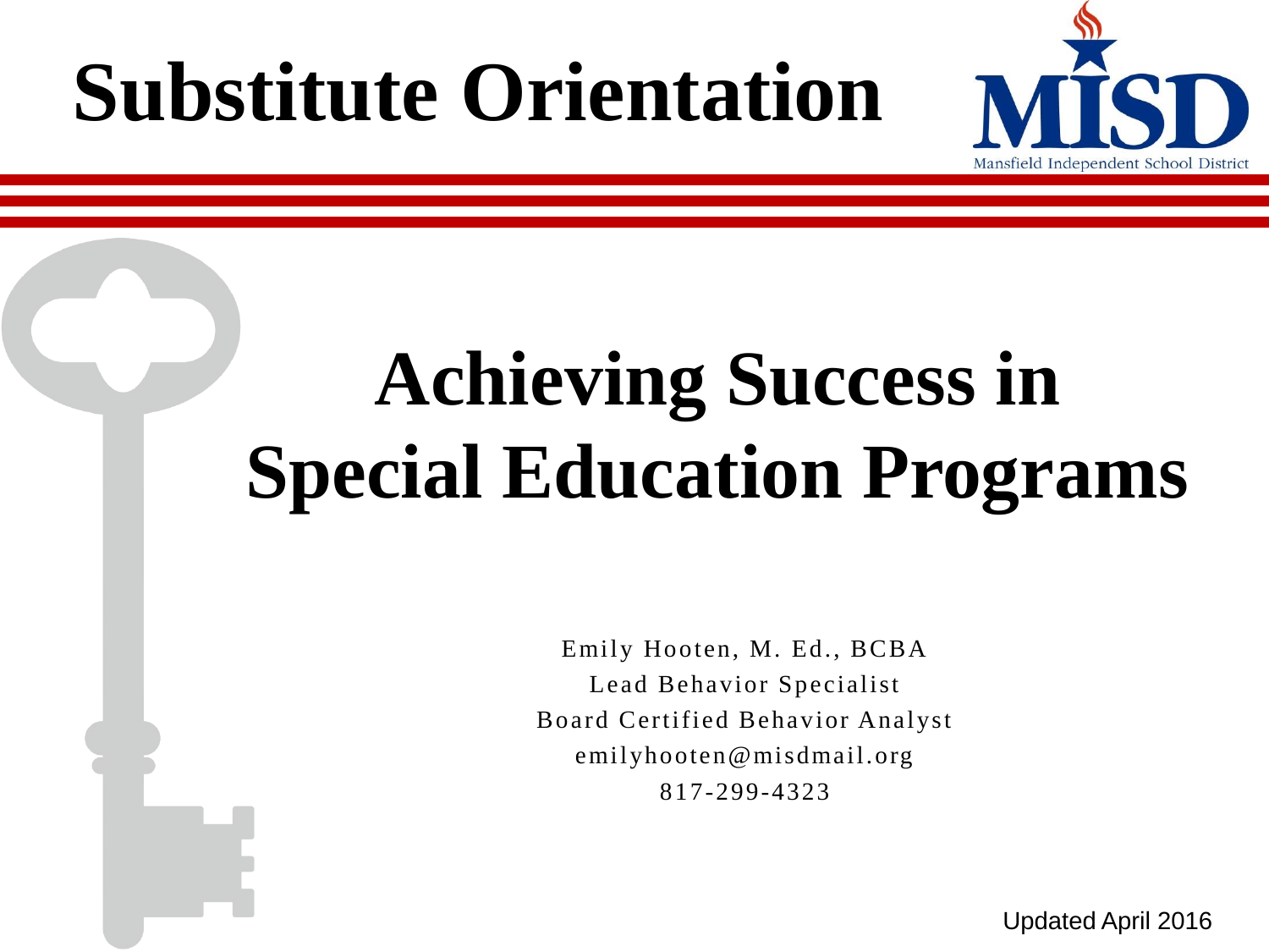# Substitute Orientation

Mansfield Independent School District

## Achieving Success in Special Education Programs

Emily Hooten, M. Ed., BCBA
Lead Behavior Specialist
Board Certified Behavior Analyst
emilyhooten@misdmail.org
817-299-4323

Updated April 2016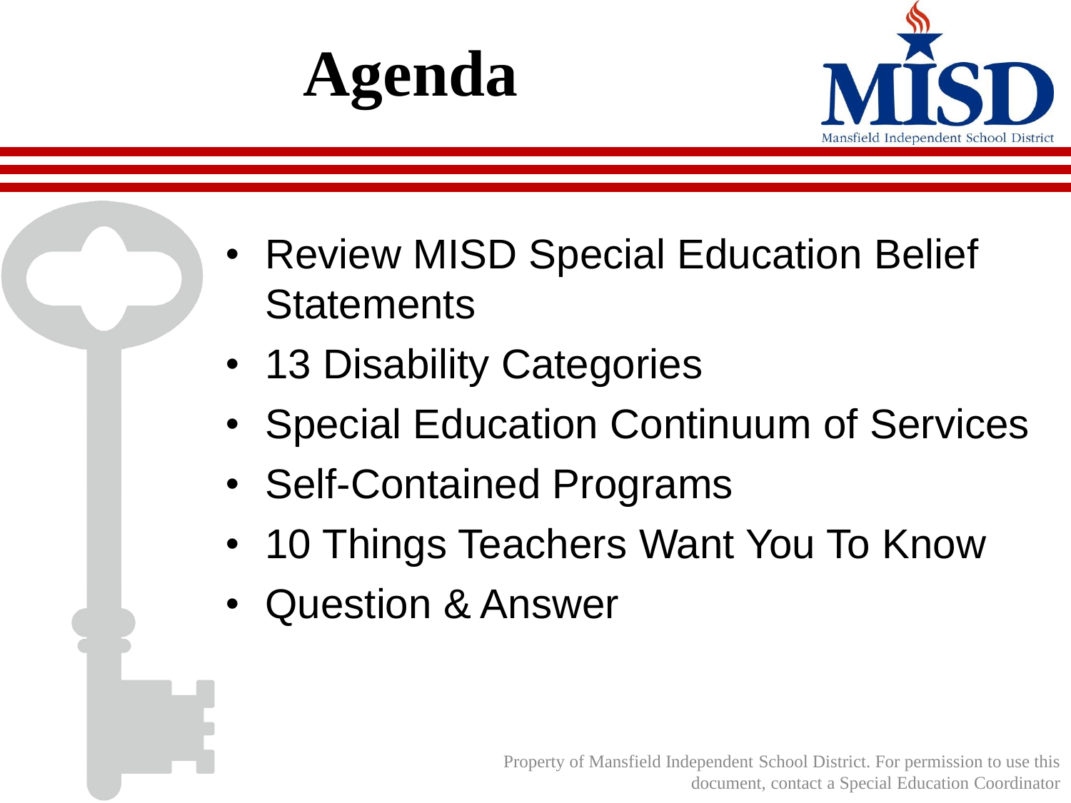# Agenda

- Review MISD Special Education Belief Statements
- 13 Disability Categories
- Special Education Continuum of Services
- Self-Contained Programs
- 10 Things Teachers Want You To Know
- Question & Answer

Property of Mansfield Independent School District. For permission to use this document, contact a Special Education Coordinator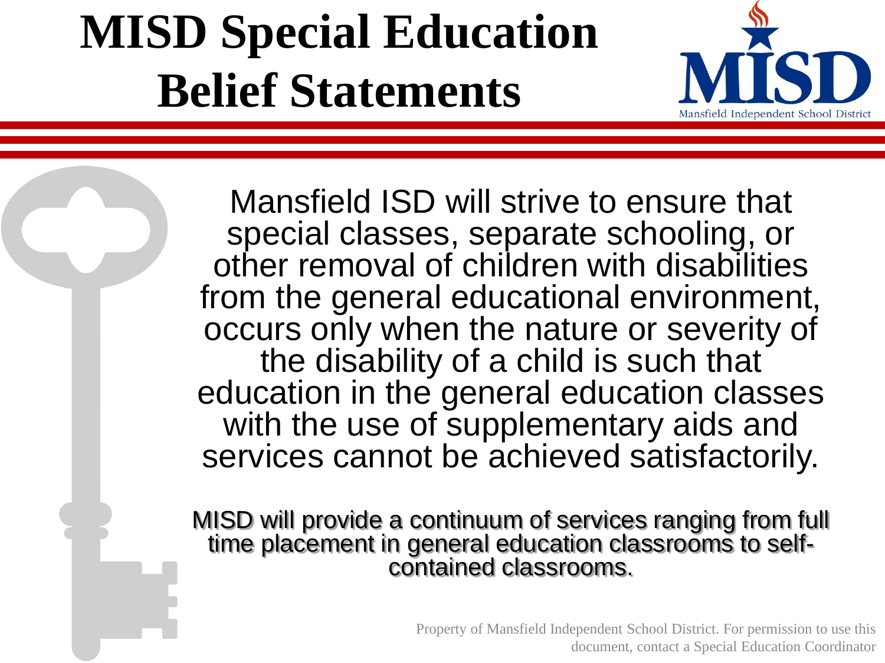# MISD Special Education Belief Statements

Mansfield ISD will strive to ensure that special classes, separate schooling, or other removal of children with disabilities from the general educational environment, occurs only when the nature or severity of the disability of a child is such that education in the general education classes with the use of supplementary aids and services cannot be achieved satisfactorily.

MISD will provide a continuum of services ranging from full time placement in general education classrooms to self-contained classrooms.

Property of Mansfield Independent School District. For permission to use this document, contact a Special Education Coordinator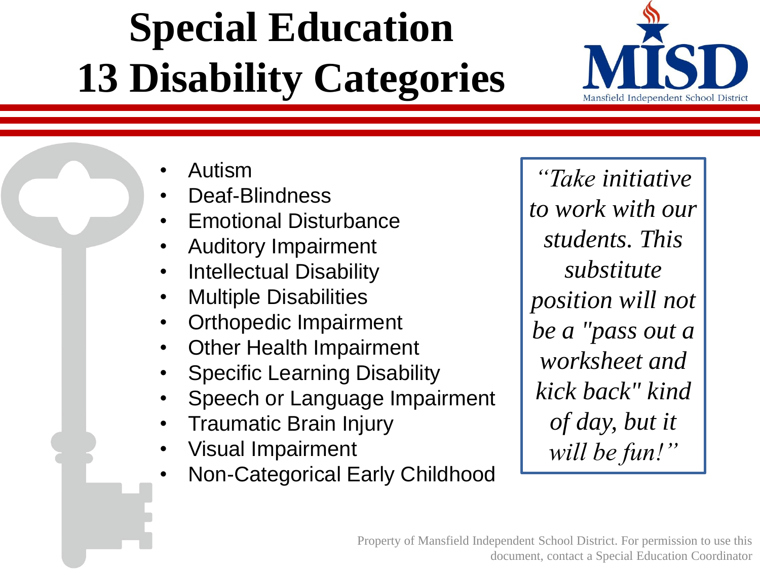# Special Education 13 Disability Categories

- Autism
- Deaf-Blindness
- Emotional Disturbance
- Auditory Impairment
- Intellectual Disability
- Multiple Disabilities
- Orthopedic Impairment
- Other Health Impairment
- Specific Learning Disability
- Speech or Language Impairment
- Traumatic Brain Injury
- Visual Impairment
- Non-Categorical Early Childhood

*"Take initiative to work with our students. This substitute position will not be a "pass out a worksheet and kick back" kind of day, but it will be fun!"*

Property of Mansfield Independent School District. For permission to use this document, contact a Special Education Coordinator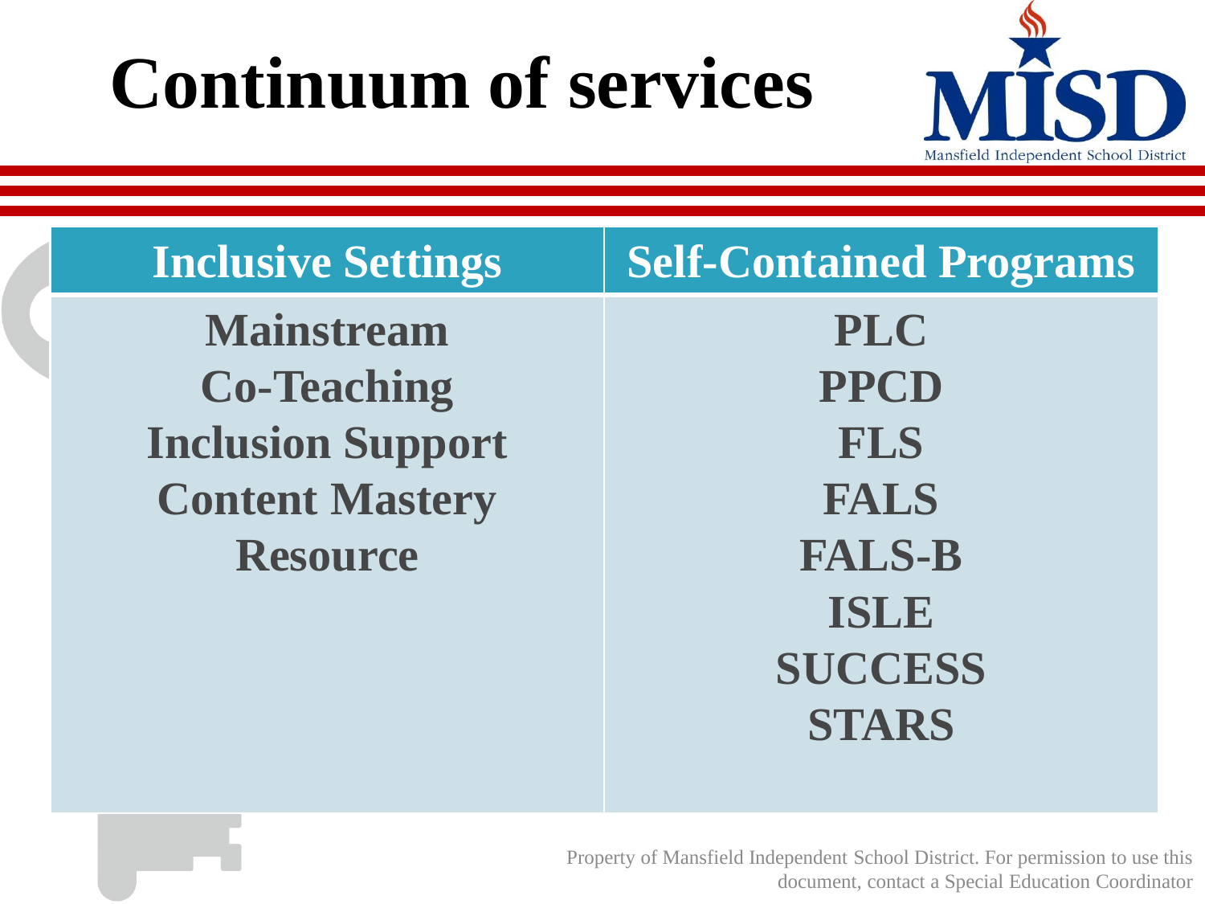# Continuum of services

| Inclusive Settings | Self-Contained Programs |
| --- | --- |
| Mainstream<br>Co-Teaching<br>Inclusion Support<br>Content Mastery<br>Resource | PLC<br>PPCD<br>FLS<br>FALS<br>FALS-B<br>ISLE<br>SUCCESS<br>STARS |

Property of Mansfield Independent School District. For permission to use this document, contact a Special Education Coordinator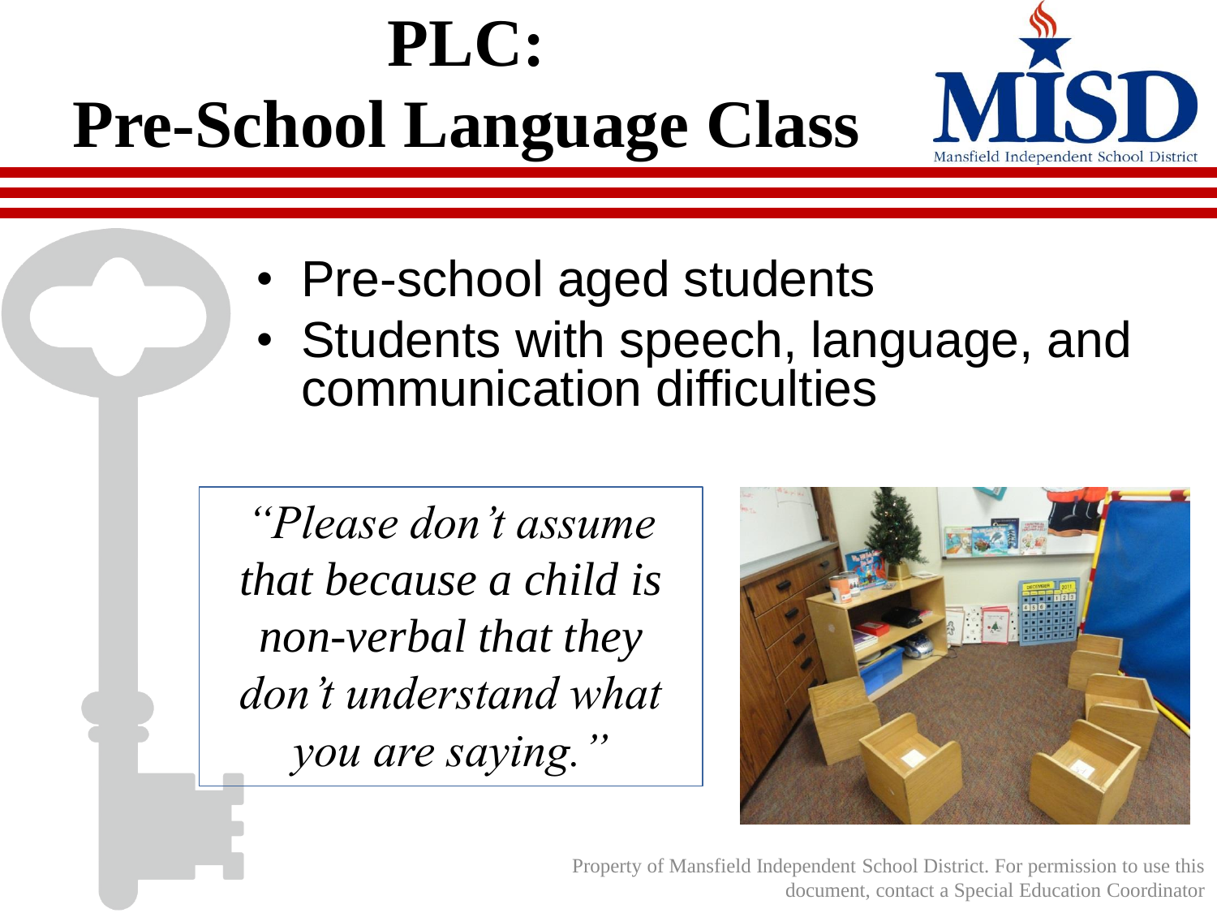# PLC: Pre-School Language Class

- Pre-school aged students
- Students with speech, language, and communication difficulties

*"Please don't assume that because a child is non-verbal that they don't understand what you are saying."*

Property of Mansfield Independent School District. For permission to use this document, contact a Special Education Coordinator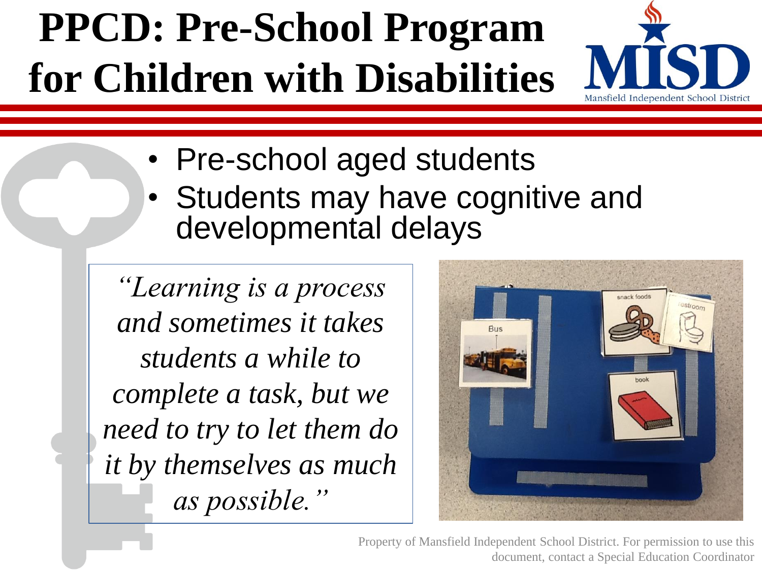# PPCD: Pre-School Program for Children with Disabilities

- Pre-school aged students
- Students may have cognitive and developmental delays

*"Learning is a process and sometimes it takes students a while to complete a task, but we need to try to let them do it by themselves as much as possible."*

Property of Mansfield Independent School District. For permission to use this document, contact a Special Education Coordinator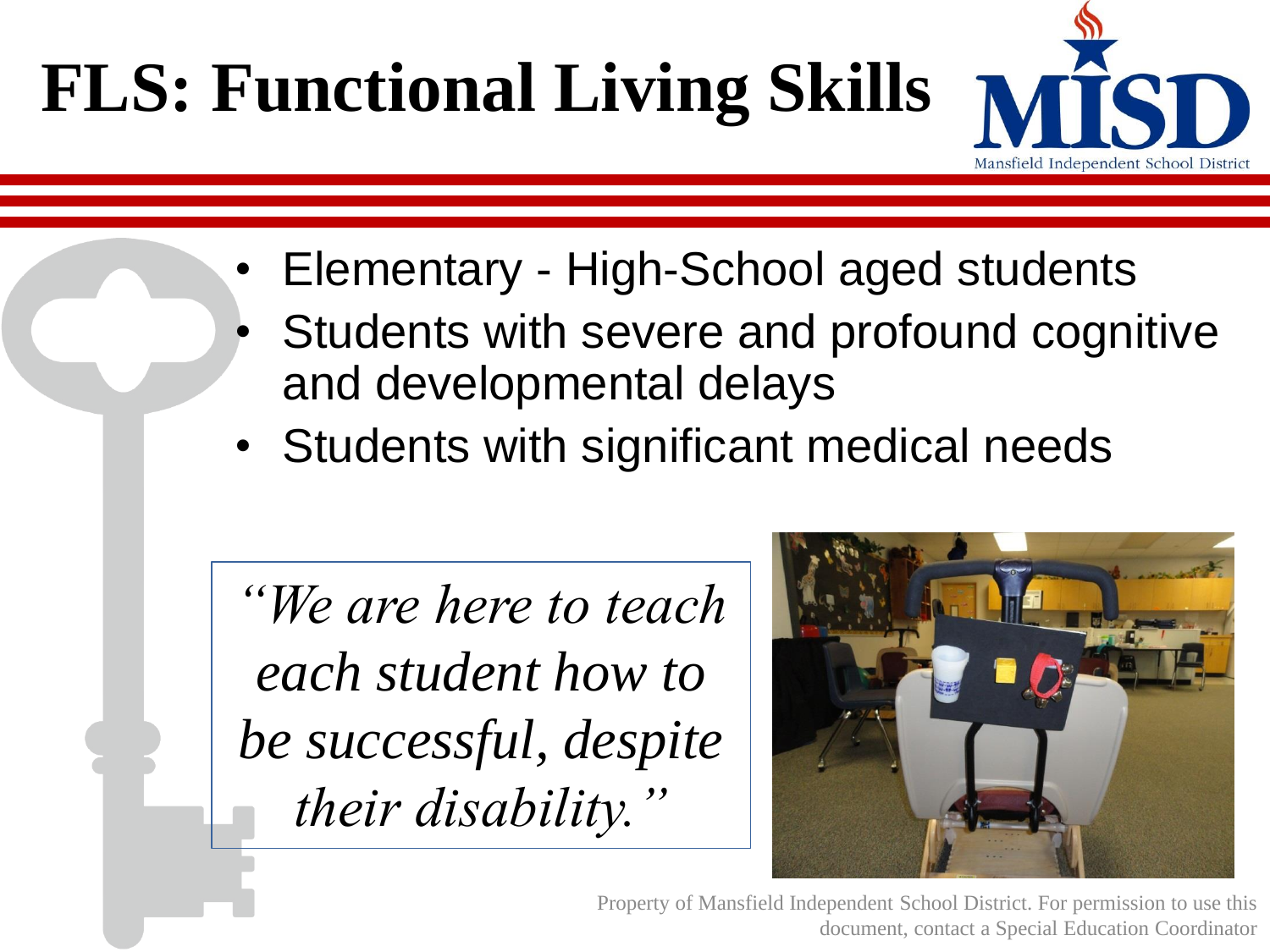# FLS: Functional Living Skills

- Elementary - High-School aged students
- Students with severe and profound cognitive and developmental delays
- Students with significant medical needs

*"We are here to teach each student how to be successful, despite their disability."*

Property of Mansfield Independent School District. For permission to use this document, contact a Special Education Coordinator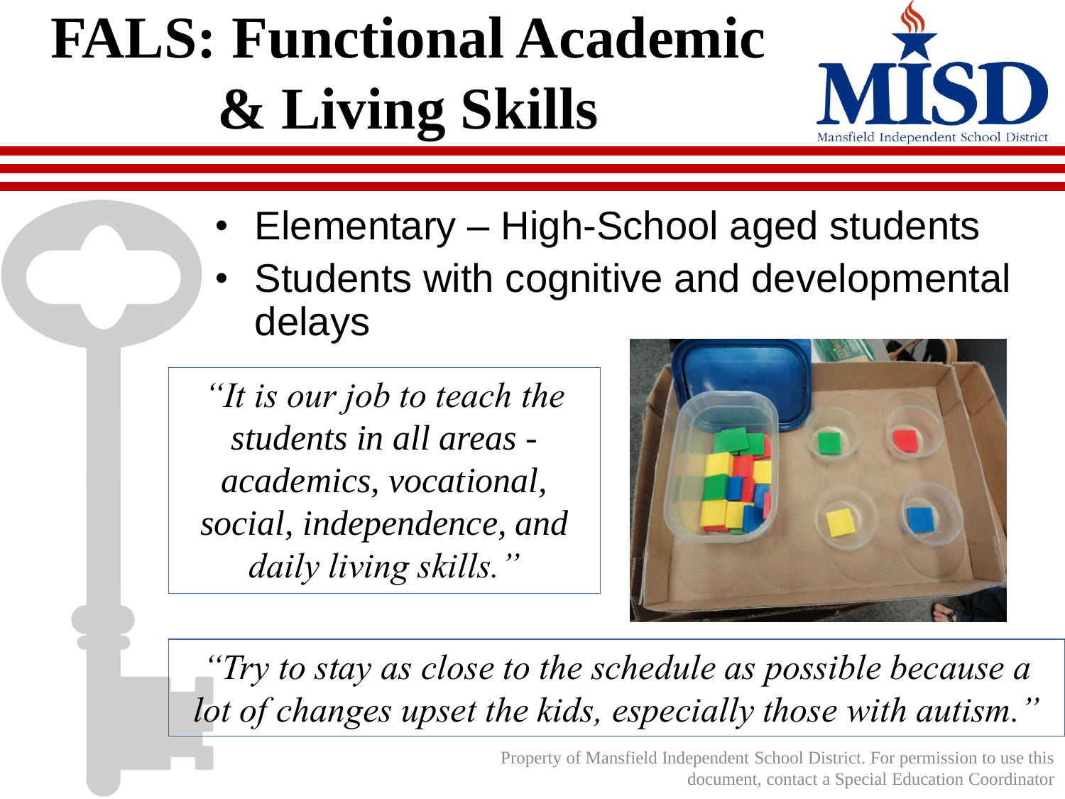# FALS: Functional Academic & Living Skills

- Elementary – High-School aged students
- Students with cognitive and developmental delays

*"It is our job to teach the students in all areas - academics, vocational, social, independence, and daily living skills."*

*"Try to stay as close to the schedule as possible because a lot of changes upset the kids, especially those with autism."*

Property of Mansfield Independent School District. For permission to use this document, contact a Special Education Coordinator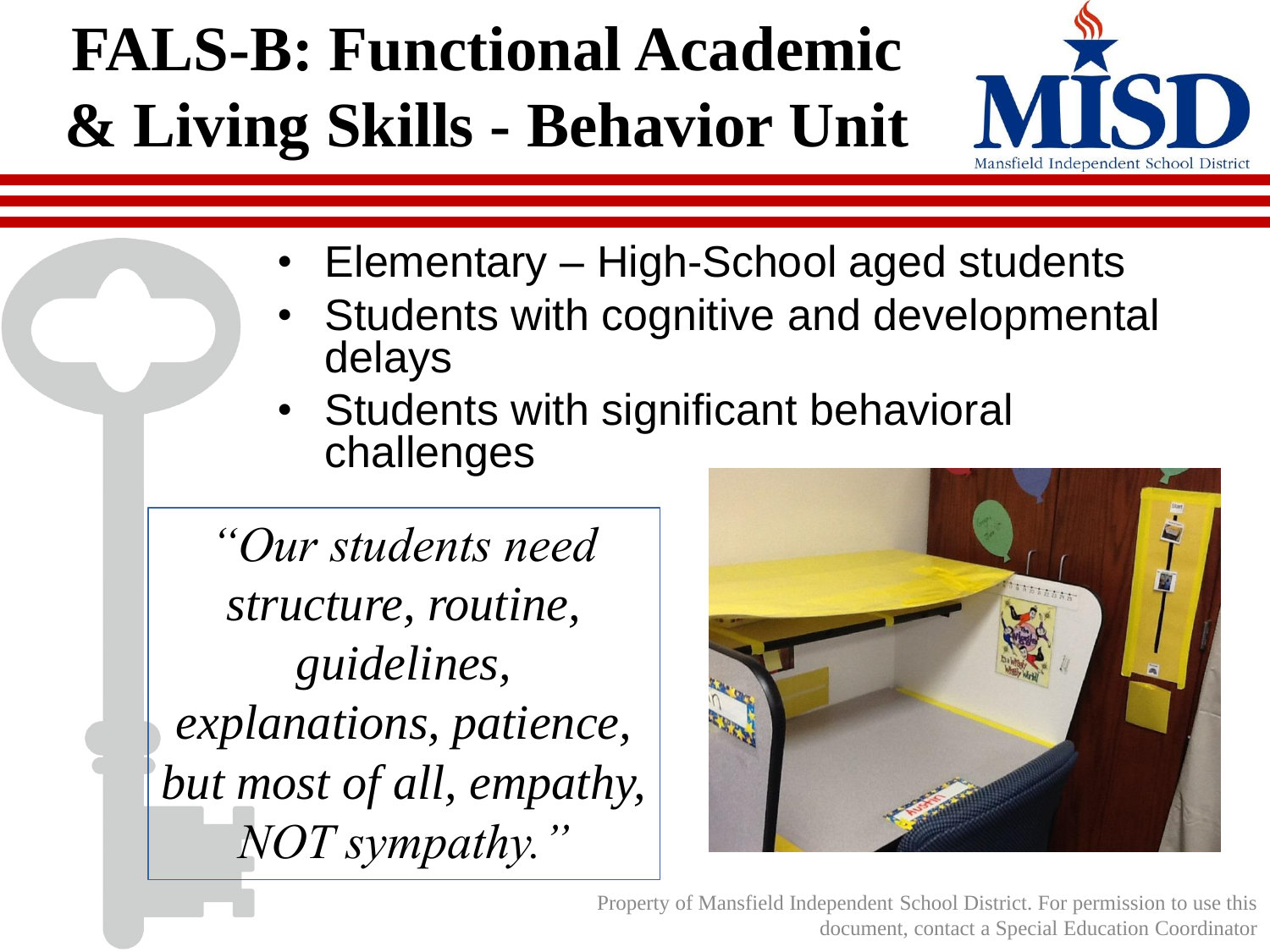# FALS-B: Functional Academic & Living Skills - Behavior Unit

- Elementary – High-School aged students
- Students with cognitive and developmental delays
- Students with significant behavioral challenges

*"Our students need structure, routine, guidelines, explanations, patience, but most of all, empathy, NOT sympathy."*

Property of Mansfield Independent School District. For permission to use this document, contact a Special Education Coordinator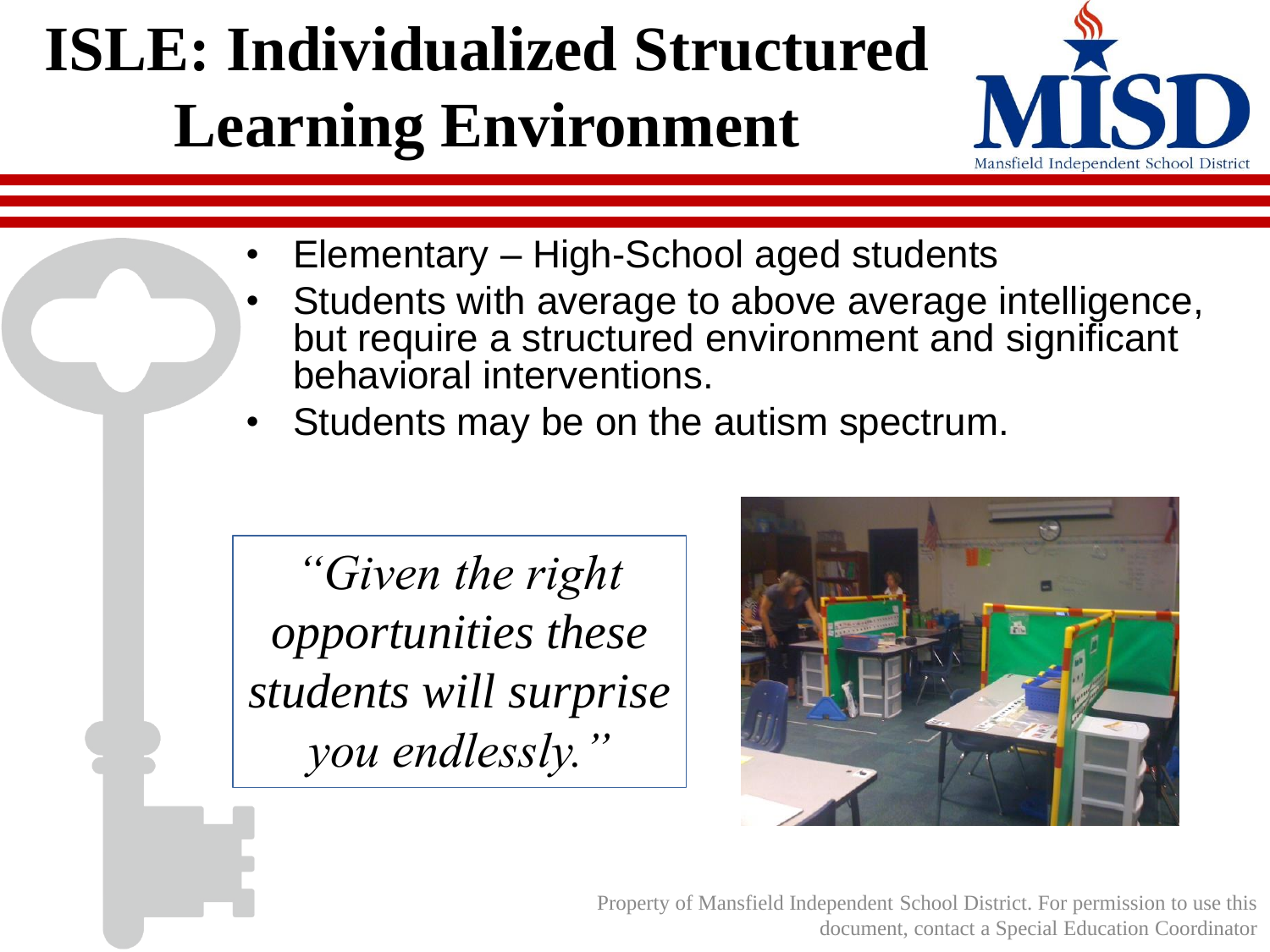# ISLE: Individualized Structured Learning Environment

- Elementary – High-School aged students
- Students with average to above average intelligence, but require a structured environment and significant behavioral interventions.
- Students may be on the autism spectrum.

*"Given the right opportunities these students will surprise you endlessly."*

Property of Mansfield Independent School District. For permission to use this document, contact a Special Education Coordinator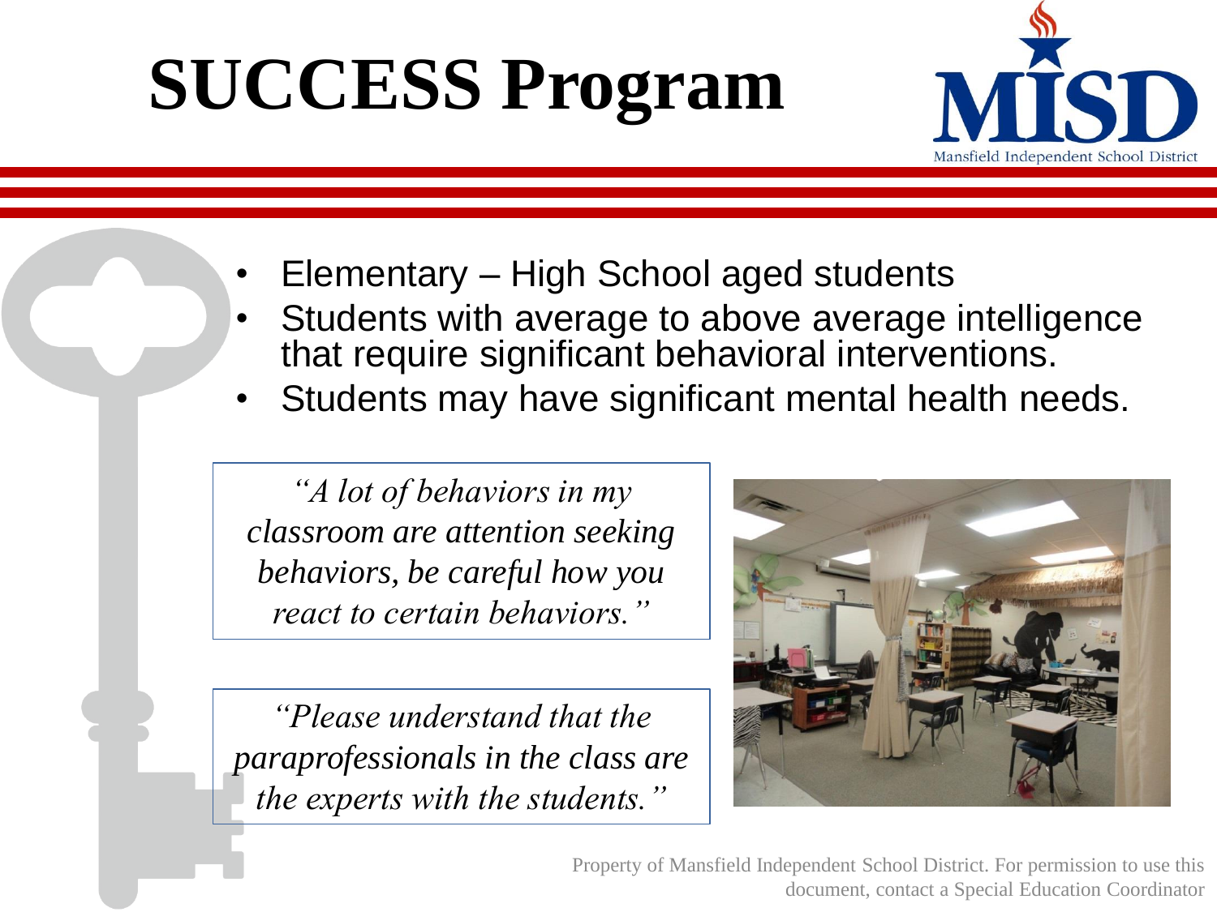# SUCCESS Program

Mansfield Independent School District

- Elementary – High School aged students
- Students with average to above average intelligence that require significant behavioral interventions.
- Students may have significant mental health needs.

*"A lot of behaviors in my classroom are attention seeking behaviors, be careful how you react to certain behaviors."*

*"Please understand that the paraprofessionals in the class are the experts with the students."*

Property of Mansfield Independent School District. For permission to use this document, contact a Special Education Coordinator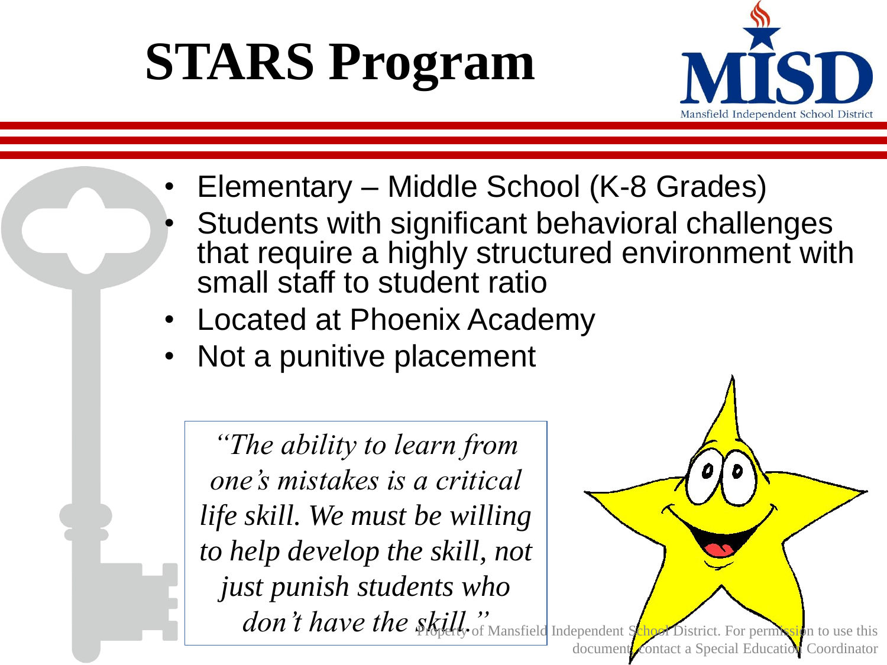# STARS Program

- Elementary – Middle School (K-8 Grades)
- Students with significant behavioral challenges that require a highly structured environment with small staff to student ratio
- Located at Phoenix Academy
- Not a punitive placement

> *"The ability to learn from one's mistakes is a critical life skill. We must be willing to help develop the skill, not just punish students who don't have the skill."*

Property of Mansfield Independent School District. For permission to use this document, contact a Special Education Coordinator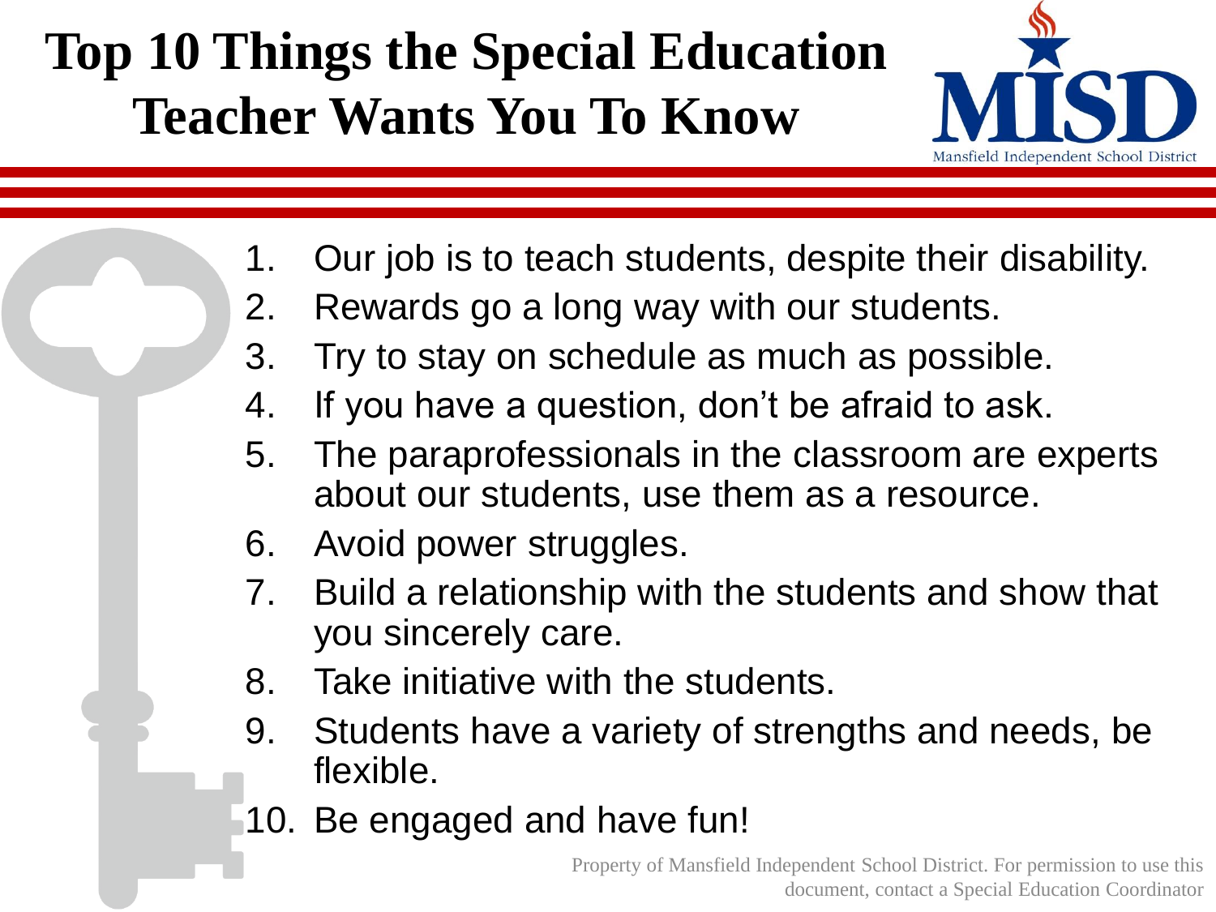# Top 10 Things the Special Education Teacher Wants You To Know

MISD
Mansfield Independent School District

1. Our job is to teach students, despite their disability.
2. Rewards go a long way with our students.
3. Try to stay on schedule as much as possible.
4. If you have a question, don't be afraid to ask.
5. The paraprofessionals in the classroom are experts about our students, use them as a resource.
6. Avoid power struggles.
7. Build a relationship with the students and show that you sincerely care.
8. Take initiative with the students.
9. Students have a variety of strengths and needs, be flexible.
10. Be engaged and have fun!

Property of Mansfield Independent School District. For permission to use this document, contact a Special Education Coordinator